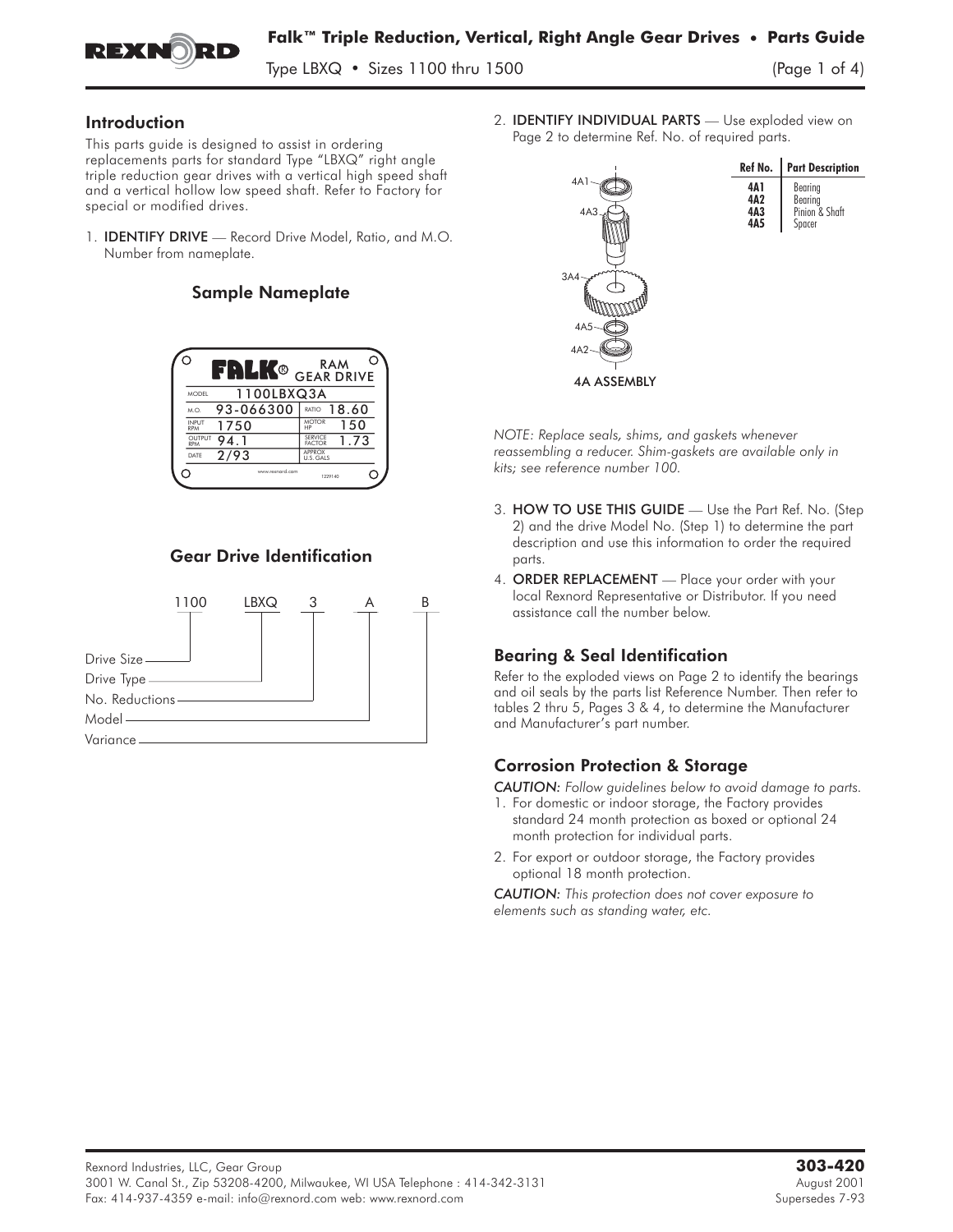# Falk™ Triple Reduction, Vertical, Right Angle Gear Drives • Parts Guide

Type LBXQ • Sizes 1100 thru 1500

## Introduction

This parts guide is designed to assist in ordering replacements parts for standard Type "LBXQ" right angle triple reduction gear drives with a vertical high speed shaft and a vertical hollow low speed shaft. Refer to Factory for special or modified drives.

1. **IDENTIFY DRIVE** — Record Drive Model, Ratio, and M.O. Number from nameplate.

### Sample Nameplate

| FALK® RAM GEAR DRIVE | | | |
|---|---|---|---|
| MODEL | 1100LBXQ3A | | |
| M.O. | 93-066300 | RATIO | 18.60 |
| INPUT RPM | 1750 | MOTOR HP | 150 |
| OUTPUT RPM | 94.1 | SERVICE FACTOR | 1.73 |
| DATE | 2/93 | APPROX U.S. GALS | |

www.rexnord.com 1229140

### Gear Drive Identification

1100 LBXQ 3 A B

- 1100 — Drive Size
- LBXQ — Drive Type
- 3 — No. Reductions
- A — Model
- B — Variance

2. **IDENTIFY INDIVIDUAL PARTS** — Use exploded view on Page 2 to determine Ref. No. of required parts.

4A1, 4A3, 3A4, 4A5, 4A2

4A ASSEMBLY

| Ref No. | Part Description |
|---|---|
| 4A1 | Bearing |
| 4A2 | Bearing |
| 4A3 | Pinion & Shaft |
| 4A5 | Spacer |

*NOTE: Replace seals, shims, and gaskets whenever reassembling a reducer. Shim-gaskets are available only in kits; see reference number 100.*

3. **HOW TO USE THIS GUIDE** — Use the Part Ref. No. (Step 2) and the drive Model No. (Step 1) to determine the part description and use this information to order the required parts.
4. **ORDER REPLACEMENT** — Place your order with your local Rexnord Representative or Distributor. If you need assistance call the number below.

## Bearing & Seal Identification

Refer to the exploded views on Page 2 to identify the bearings and oil seals by the parts list Reference Number. Then refer to tables 2 thru 5, Pages 3 & 4, to determine the Manufacturer and Manufacturer's part number.

## Corrosion Protection & Storage

*CAUTION: Follow guidelines below to avoid damage to parts.*

1. For domestic or indoor storage, the Factory provides standard 24 month protection as boxed or optional 24 month protection for individual parts.
2. For export or outdoor storage, the Factory provides optional 18 month protection.

*CAUTION: This protection does not cover exposure to elements such as standing water, etc.*

Rexnord Industries, LLC, Gear Group
3001 W. Canal St., Zip 53208-4200, Milwaukee, WI USA Telephone : 414-342-3131
Fax: 414-937-4359 e-mail: info@rexnord.com web: www.rexnord.com

**303-420**
August 2001
Supersedes 7-93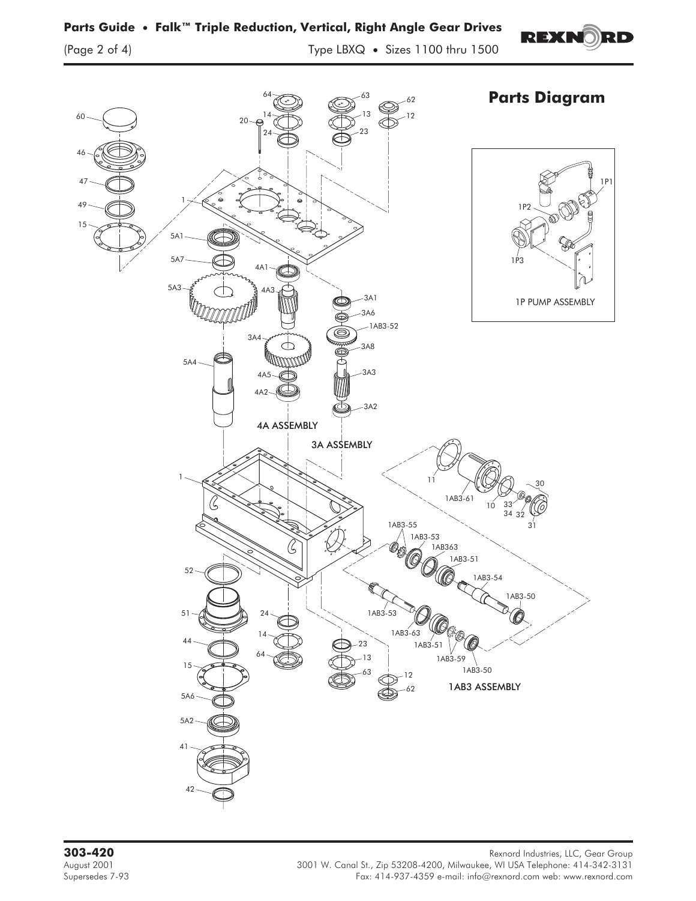## Parts Diagram

1P PUMP ASSEMBLY

4A ASSEMBLY

3A ASSEMBLY

1AB3 ASSEMBLY

**303-420**
August 2001
Supersedes 7-93

Rexnord Industries, LLC, Gear Group
3001 W. Canal St., Zip 53208-4200, Milwaukee, WI USA Telephone: 414-342-3131
Fax: 414-937-4359 e-mail: info@rexnord.com web: www.rexnord.com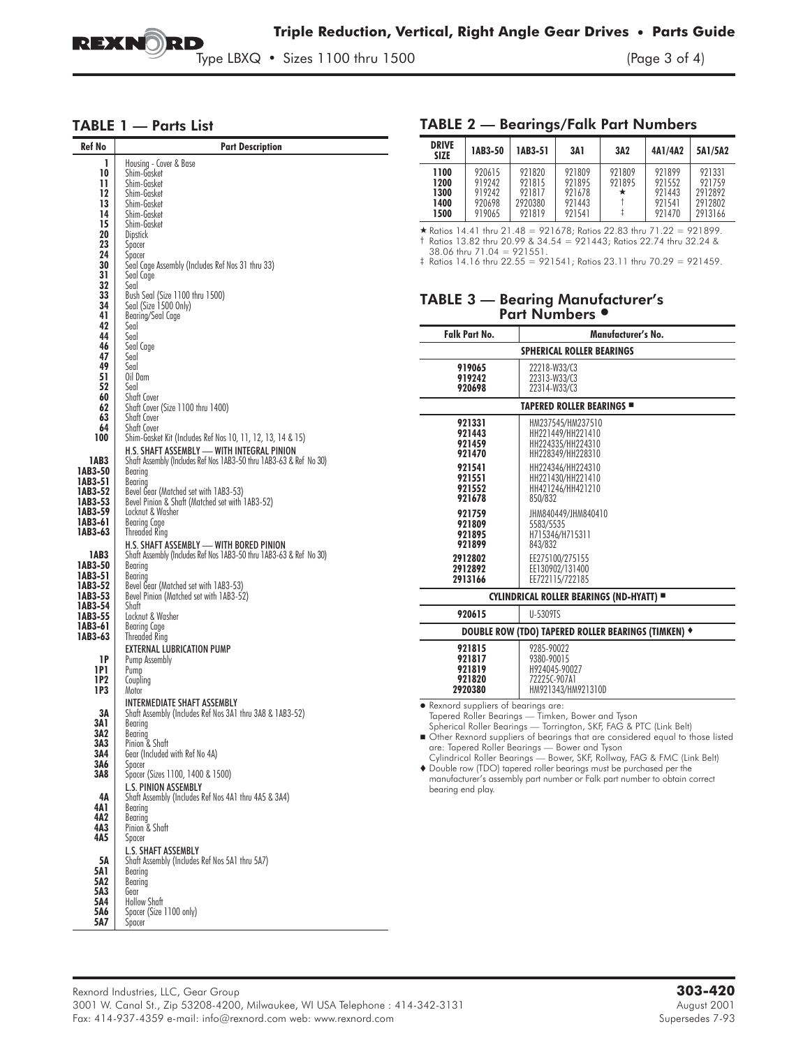## TABLE 1 — Parts List

| Ref No | Part Description |
|---|---|
| 1 | Housing - Cover & Base |
| 10 | Shim-Gasket |
| 11 | Shim-Gasket |
| 12 | Shim-Gasket |
| 13 | Shim-Gasket |
| 14 | Shim-Gasket |
| 15 | Shim-Gasket |
| 20 | Dipstick |
| 23 | Spacer |
| 24 | Spacer |
| 30 | Seal Cage Assembly (Includes Ref Nos 31 thru 33) |
| 31 | Seal Cage |
| 32 | Seal |
| 33 | Bush Seal (Size 1100 thru 1500) |
| 34 | Seal (Size 1500 Only) |
| 41 | Bearing/Seal Cage |
| 42 | Seal |
| 44 | Seal |
| 46 | Seal Cage |
| 47 | Seal |
| 49 | Seal |
| 51 | Oil Dam |
| 52 | Seal |
| 60 | Shaft Cover |
| 62 | Shaft Cover (Size 1100 thru 1400) |
| 63 | Shaft Cover |
| 64 | Shaft Cover |
| 100 | Shim-Gasket Kit (Includes Ref Nos 10, 11, 12, 13, 14 & 15) |
| | **H.S. SHAFT ASSEMBLY — WITH INTEGRAL PINION** |
| 1AB3 | Shaft Assembly (Includes Ref Nos 1AB3-50 thru 1AB3-63 & Ref No 30) |
| 1AB3-50 | Bearing |
| 1AB3-51 | Bearing |
| 1AB3-52 | Bevel Gear (Matched set with 1AB3-53) |
| 1AB3-53 | Bevel Pinion & Shaft (Matched set with 1AB3-52) |
| 1AB3-59 | Locknut & Washer |
| 1AB3-61 | Bearing Cage |
| 1AB3-63 | Threaded Ring |
| | **H.S. SHAFT ASSEMBLY — WITH BORED PINION** |
| 1AB3 | Shaft Assembly (Includes Ref Nos 1AB3-50 thru 1AB3-63 & Ref No 30) |
| 1AB3-50 | Bearing |
| 1AB3-51 | Bearing |
| 1AB3-52 | Bevel Gear (Matched set with 1AB3-53) |
| 1AB3-53 | Bevel Pinion (Matched set with 1AB3-52) |
| 1AB3-54 | Shaft |
| 1AB3-55 | Locknut & Washer |
| 1AB3-61 | Bearing Cage |
| 1AB3-63 | Threaded Ring |
| | **EXTERNAL LUBRICATION PUMP** |
| 1P | Pump Assembly |
| 1P1 | Pump |
| 1P2 | Coupling |
| 1P3 | Motor |
| | **INTERMEDIATE SHAFT ASSEMBLY** |
| 3A | Shaft Assembly (Includes Ref Nos 3A1 thru 3A8 & 1AB3-52) |
| 3A1 | Bearing |
| 3A2 | Bearing |
| 3A3 | Pinion & Shaft |
| 3A4 | Gear (Included with Ref No 4A) |
| 3A6 | Spacer |
| 3A8 | Spacer (Sizes 1100, 1400 & 1500) |
| | **L.S. PINION ASSEMBLY** |
| 4A | Shaft Assembly (Includes Ref Nos 4A1 thru 4A5 & 3A4) |
| 4A1 | Bearing |
| 4A2 | Bearing |
| 4A3 | Pinion & Shaft |
| 4A5 | Spacer |
| | **L.S. SHAFT ASSEMBLY** |
| 5A | Shaft Assembly (Includes Ref Nos 5A1 thru 5A7) |
| 5A1 | Bearing |
| 5A2 | Bearing |
| 5A3 | Gear |
| 5A4 | Hollow Shaft |
| 5A6 | Spacer (Size 1100 only) |
| 5A7 | Spacer |

## TABLE 2 — Bearings/Falk Part Numbers

| DRIVE SIZE | 1AB3-50 | 1AB3-51 | 3A1 | 3A2 | 4A1/4A2 | 5A1/5A2 |
|---|---|---|---|---|---|---|
| 1100 | 920615 | 921820 | 921809 | 921809 | 921899 | 921331 |
| 1200 | 919242 | 921815 | 921895 | 921895 | 921552 | 921759 |
| 1300 | 919242 | 921817 | 921678 | ★ | 921443 | 2912892 |
| 1400 | 920698 | 2920380 | 921443 | † | 921541 | 2912802 |
| 1500 | 919065 | 921819 | 921541 | ‡ | 921470 | 2913166 |

★ Ratios 14.41 thru 21.48 = 921678; Ratios 22.83 thru 71.22 = 921899.
† Ratios 13.82 thru 20.99 & 34.54 = 921443; Ratios 22.74 thru 32.24 & 38.06 thru 71.04 = 921551.
‡ Ratios 14.16 thru 22.55 = 921541; Ratios 23.11 thru 70.29 = 921459.

## TABLE 3 — Bearing Manufacturer's Part Numbers ●

| Falk Part No. | Manufacturer's No. |
|---|---|
| **SPHERICAL ROLLER BEARINGS** | |
| 919065 | 22218-W33/C3 |
| 919242 | 22313-W33/C3 |
| 920698 | 22314-W33/C3 |
| **TAPERED ROLLER BEARINGS ■** | |
| 921331 | HM237545/HM237510 |
| 921443 | HH221449/HH221410 |
| 921459 | HH224335/HH224310 |
| 921470 | HH228349/HH228310 |
| 921541 | HH224346/HH224310 |
| 921551 | HH221430/HH221410 |
| 921552 | HH421246/HH421210 |
| 921678 | 850/832 |
| 921759 | JHM840449/JHM840410 |
| 921809 | 5583/5535 |
| 921895 | H715346/H715311 |
| 921899 | 843/832 |
| 2912802 | EE275100/275155 |
| 2912892 | EE130902/131400 |
| 2913166 | EE722115/722185 |
| **CYLINDRICAL ROLLER BEARINGS (ND-HYATT) ■** | |
| 920615 | U-5309TS |
| **DOUBLE ROW (TDO) TAPERED ROLLER BEARINGS (TIMKEN) ♦** | |
| 921815 | 9285-90022 |
| 921817 | 9380-90015 |
| 921819 | H924045-90027 |
| 921820 | 72225C-907A1 |
| 2920380 | HM921343/HM921310D |

● Rexnord suppliers of bearings are:
Tapered Roller Bearings — Timken, Bower and Tyson
Spherical Roller Bearings — Torrington, SKF, FAG & PTC (Link Belt)

■ Other Rexnord suppliers of bearings that are considered equal to those listed are: Tapered Roller Bearings — Bower and Tyson
Cylindrical Roller Bearings — Bower, SKF, Rollway, FAG & FMC (Link Belt)

♦ Double row (TDO) tapered roller bearings must be purchased per the manufacturer's assembly part number or Falk part number to obtain correct bearing end play.

Rexnord Industries, LLC, Gear Group
3001 W. Canal St., Zip 53208-4200, Milwaukee, WI USA Telephone : 414-342-3131
Fax: 414-937-4359 e-mail: info@rexnord.com web: www.rexnord.com

**303-420**
August 2001
Supersedes 7-93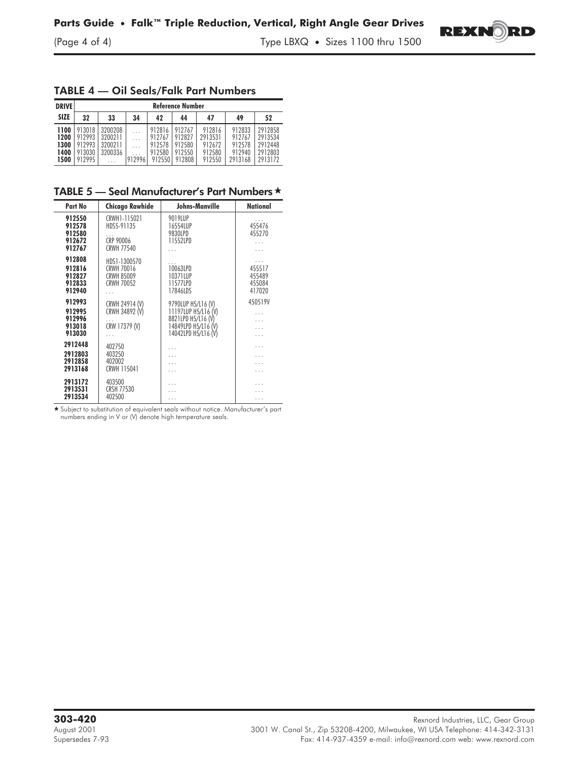## TABLE 4 — Oil Seals/Falk Part Numbers

| DRIVE SIZE | Reference Number | | | | | | | |
|---|---|---|---|---|---|---|---|---|
| | 32 | 33 | 34 | 42 | 44 | 47 | 49 | 52 |
| 1100 | 913018 | 3200208 | ... | 912816 | 912767 | 912816 | 912833 | 2912858 |
| 1200 | 912993 | 3200211 | ... | 912767 | 912827 | 2913531 | 912767 | 2913534 |
| 1300 | 912993 | 3200211 | ... | 912578 | 912580 | 912672 | 912578 | 2912448 |
| 1400 | 913030 | 3200336 | ... | 912580 | 912550 | 912580 | 912940 | 2912803 |
| 1500 | 912995 | ... | 912996 | 912550 | 912808 | 912550 | 2913168 | 2913172 |

## TABLE 5 — Seal Manufacturer's Part Numbers ★

| Part No | Chicago Rawhide | Johns-Manville | National |
|---|---|---|---|
| 912550 | CRWH1-115021 | 9019LUP | ... |
| 912578 | HDS5-91135 | 16554LUP | 455476 |
| 912580 | ... | 9830LPD | 455270 |
| 912672 | CRP 90006 | 11552LPD | ... |
| 912767 | CRWH 77540 | ... | ... |
| 912808 | HDS1-1300570 | ... | ... |
| 912816 | CRWH 70016 | 10063LPD | 455517 |
| 912827 | CRWH 85009 | 10371LUP | 455489 |
| 912833 | CRWH 70052 | 11577LPD | 455084 |
| 912940 | ... | 17846LDS | 417020 |
| 912993 | CRWH 24914 (V) | 9790LUP H5/L16 (V) | 450519V |
| 912995 | CRWH 34892 (V) | 11197LUP H5/L16 (V) | ... |
| 912996 | ... | 8821LPD H5/L16 (V) | ... |
| 913018 | CRW 17379 (V) | 14849LPD H5/L16 (V) | ... |
| 913030 | ... | 14042LPD H5/L16 (V) | ... |
| 2912448 | 402750 | ... | ... |
| 2912803 | 403250 | ... | ... |
| 2912858 | 402002 | ... | ... |
| 2913168 | CRWH 115041 | ... | ... |
| 2913172 | 403500 | ... | ... |
| 2913531 | CRSH 77530 | ... | ... |
| 2913534 | 402500 | ... | ... |

★ Subject to substitution of equivalent seals without notice. Manufacturer's part numbers ending in V or (V) denote high temperature seals.

**303-420**
August 2001
Supersedes 7-93

Rexnord Industries, LLC, Gear Group
3001 W. Canal St., Zip 53208-4200, Milwaukee, WI USA Telephone: 414-342-3131
Fax: 414-937-4359 e-mail: info@rexnord.com web: www.rexnord.com